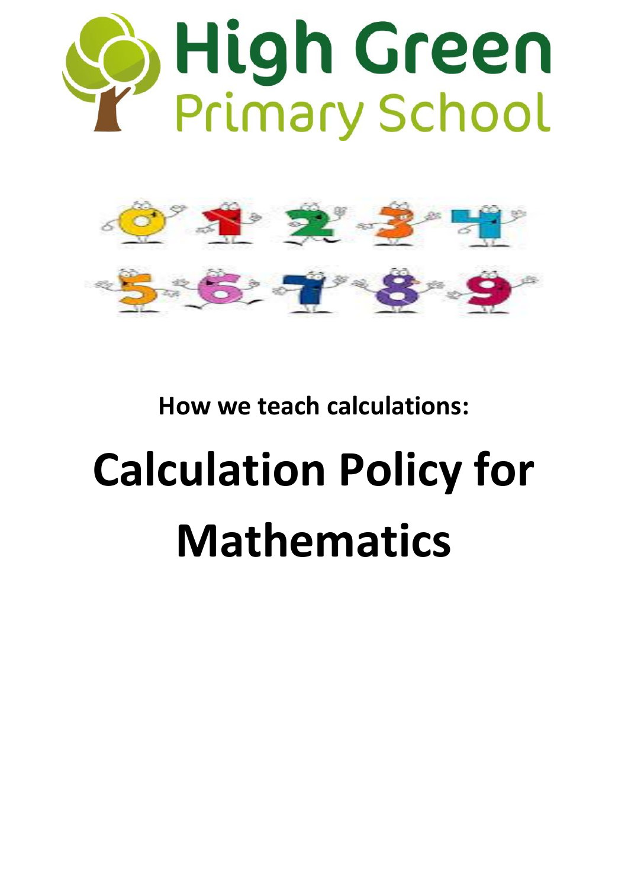# High Green Primary School

**How we teach calculations:**

# Calculation Policy for Mathematics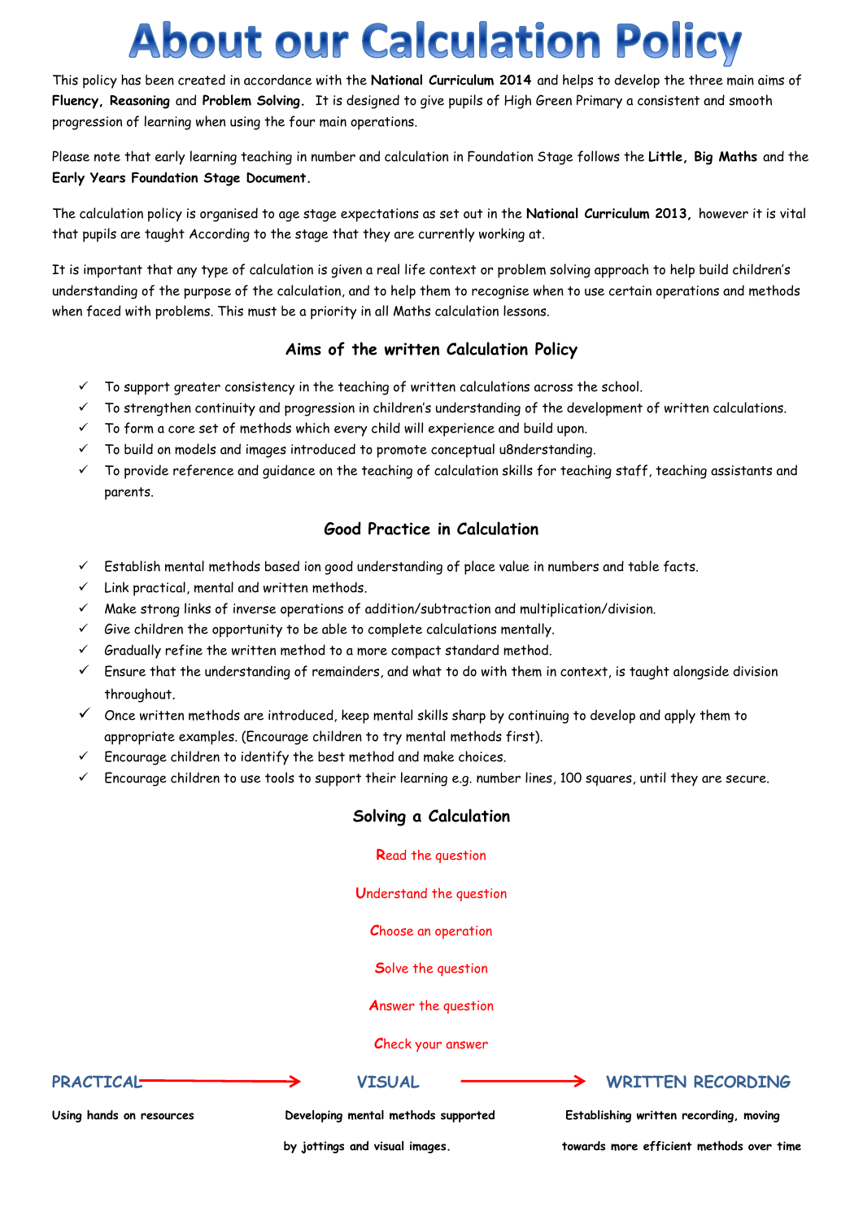# About our Calculation Policy

This policy has been created in accordance with the **National Curriculum 2014** and helps to develop the three main aims of **Fluency, Reasoning** and **Problem Solving.** It is designed to give pupils of High Green Primary a consistent and smooth progression of learning when using the four main operations.

Please note that early learning teaching in number and calculation in Foundation Stage follows the **Little, Big Maths** and the **Early Years Foundation Stage Document.**

The calculation policy is organised to age stage expectations as set out in the **National Curriculum 2013,** however it is vital that pupils are taught According to the stage that they are currently working at.

It is important that any type of calculation is given a real life context or problem solving approach to help build children's understanding of the purpose of the calculation, and to help them to recognise when to use certain operations and methods when faced with problems. This must be a priority in all Maths calculation lessons.

## Aims of the written Calculation Policy

- ✓ To support greater consistency in the teaching of written calculations across the school.
- ✓ To strengthen continuity and progression in children's understanding of the development of written calculations.
- ✓ To form a core set of methods which every child will experience and build upon.
- ✓ To build on models and images introduced to promote conceptual u8nderstanding.
- ✓ To provide reference and guidance on the teaching of calculation skills for teaching staff, teaching assistants and parents.

## Good Practice in Calculation

- ✓ Establish mental methods based ion good understanding of place value in numbers and table facts.
- ✓ Link practical, mental and written methods.
- ✓ Make strong links of inverse operations of addition/subtraction and multiplication/division.
- ✓ Give children the opportunity to be able to complete calculations mentally.
- ✓ Gradually refine the written method to a more compact standard method.
- ✓ Ensure that the understanding of remainders, and what to do with them in context, is taught alongside division throughout.
- ✓ Once written methods are introduced, keep mental skills sharp by continuing to develop and apply them to appropriate examples. (Encourage children to try mental methods first).
- ✓ Encourage children to identify the best method and make choices.
- ✓ Encourage children to use tools to support their learning e.g. number lines, 100 squares, until they are secure.

## Solving a Calculation

**R**ead the question

**U**nderstand the question

**C**hoose an operation

**S**olve the question

**A**nswer the question

**C**heck your answer

**PRACTICAL** → **VISUAL** → **WRITTEN RECORDING**

**Using hands on resources**

**Developing mental methods supported by jottings and visual images.**

**Establishing written recording, moving towards more efficient methods over time**